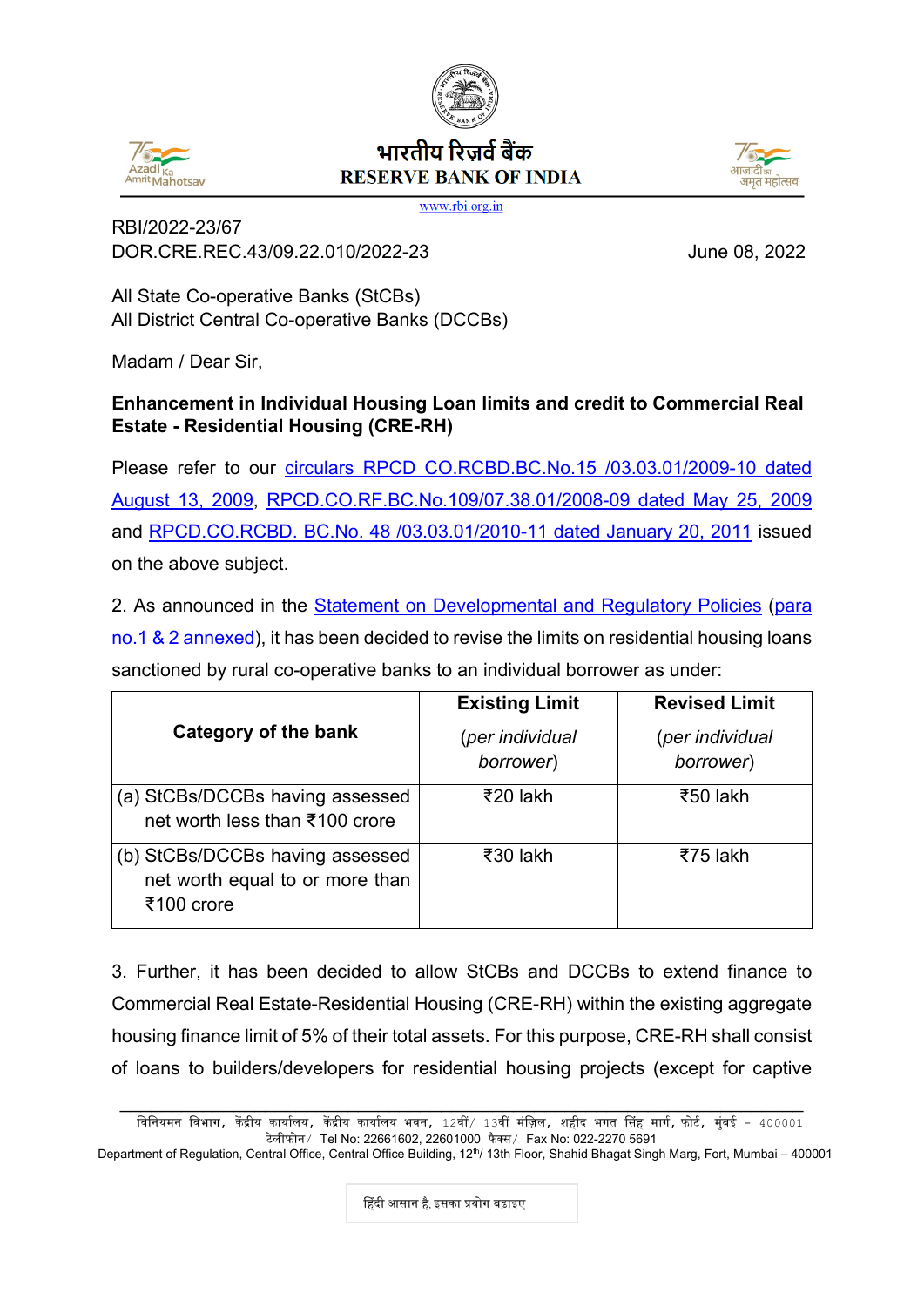भारतीय रिज़र्व बैंक
RESERVE BANK OF INDIA
www.rbi.org.in

RBI/2022-23/67
DOR.CRE.REC.43/09.22.010/2022-23 June 08, 2022

All State Co-operative Banks (StCBs)
All District Central Co-operative Banks (DCCBs)

Madam / Dear Sir,

**Enhancement in Individual Housing Loan limits and credit to Commercial Real Estate - Residential Housing (CRE-RH)**

Please refer to our circulars RPCD CO.RCBD.BC.No.15 /03.03.01/2009-10 dated August 13, 2009, RPCD.CO.RF.BC.No.109/07.38.01/2008-09 dated May 25, 2009 and RPCD.CO.RCBD. BC.No. 48 /03.03.01/2010-11 dated January 20, 2011 issued on the above subject.

2. As announced in the Statement on Developmental and Regulatory Policies (para no.1 & 2 annexed), it has been decided to revise the limits on residential housing loans sanctioned by rural co-operative banks to an individual borrower as under:

| Category of the bank | Existing Limit (*per individual borrower*) | Revised Limit (*per individual borrower*) |
|---|---|---|
| (a) StCBs/DCCBs having assessed net worth less than ₹100 crore | ₹20 lakh | ₹50 lakh |
| (b) StCBs/DCCBs having assessed net worth equal to or more than ₹100 crore | ₹30 lakh | ₹75 lakh |

3. Further, it has been decided to allow StCBs and DCCBs to extend finance to Commercial Real Estate-Residential Housing (CRE-RH) within the existing aggregate housing finance limit of 5% of their total assets. For this purpose, CRE-RH shall consist of loans to builders/developers for residential housing projects (except for captive

विनियमन विभाग, केंद्रीय कार्यालय, केंद्रीय कार्यालय भवन, 12वीं/ 13वीं मंज़िल, शहीद भगत सिंह मार्ग, फोर्ट, मुंबई - 400001
टेलीफोन/ Tel No: 22661602, 22601000 फैक्स/ Fax No: 022-2270 5691
Department of Regulation, Central Office, Central Office Building, 12th/ 13th Floor, Shahid Bhagat Singh Marg, Fort, Mumbai – 400001

हिंदी आसान है, इसका प्रयोग बढ़ाइए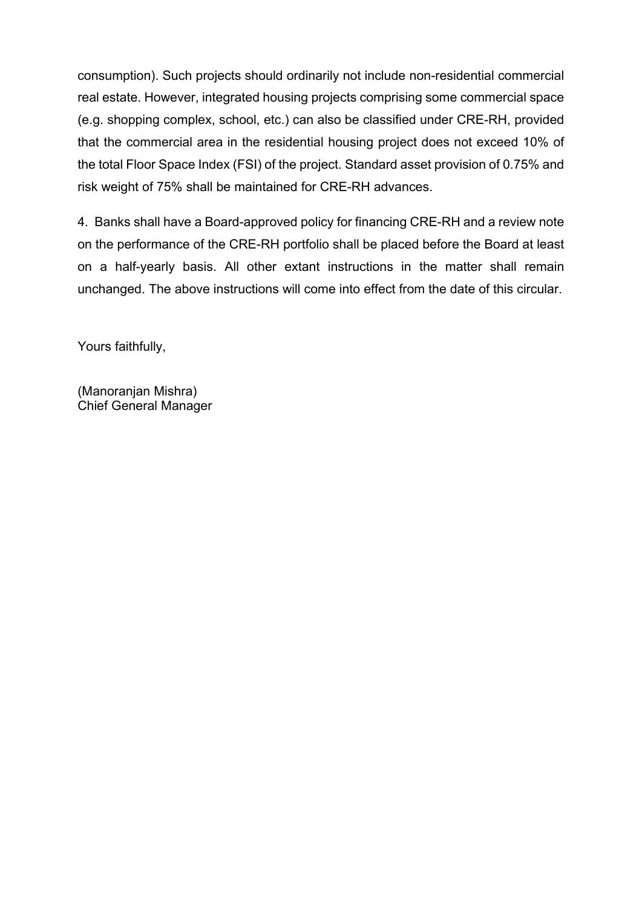consumption). Such projects should ordinarily not include non-residential commercial real estate. However, integrated housing projects comprising some commercial space (e.g. shopping complex, school, etc.) can also be classified under CRE-RH, provided that the commercial area in the residential housing project does not exceed 10% of the total Floor Space Index (FSI) of the project. Standard asset provision of 0.75% and risk weight of 75% shall be maintained for CRE-RH advances.

4. Banks shall have a Board-approved policy for financing CRE-RH and a review note on the performance of the CRE-RH portfolio shall be placed before the Board at least on a half-yearly basis. All other extant instructions in the matter shall remain unchanged. The above instructions will come into effect from the date of this circular.

Yours faithfully,

(Manoranjan Mishra)
Chief General Manager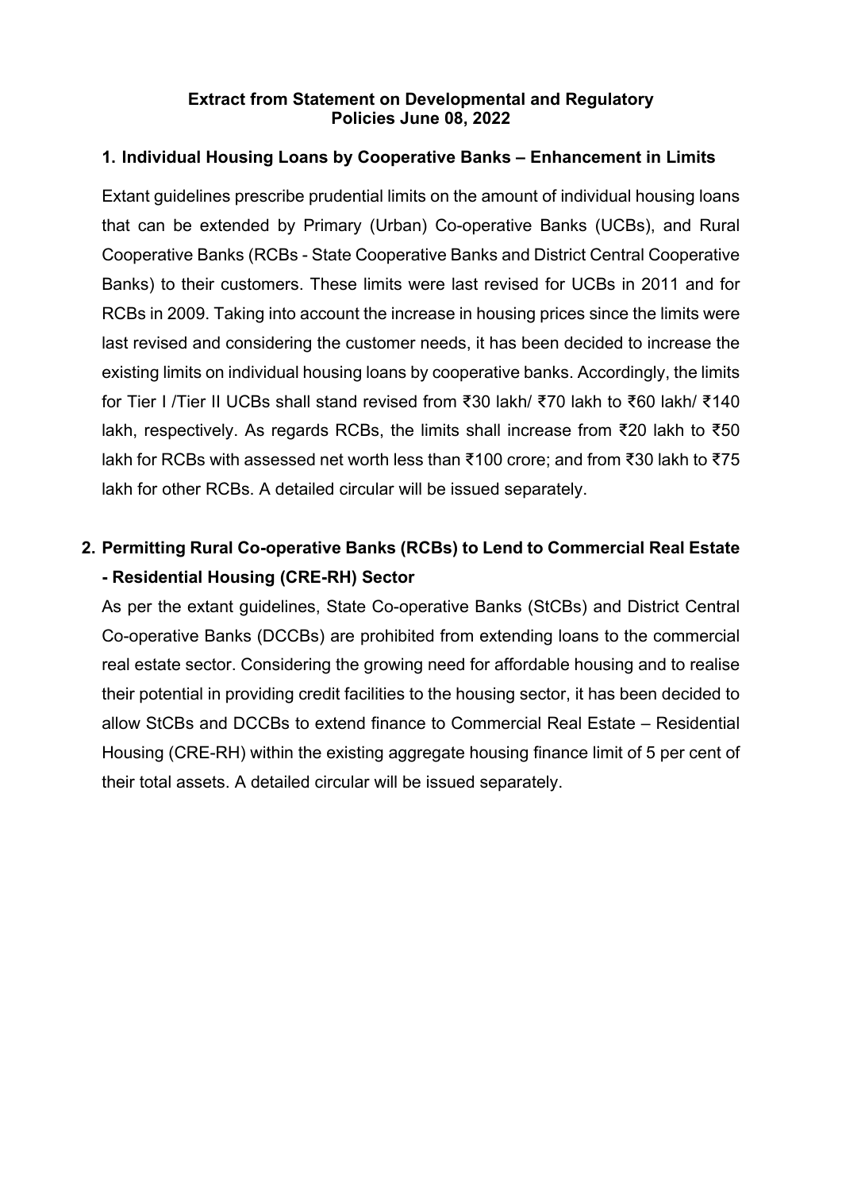**Extract from Statement on Developmental and Regulatory Policies June 08, 2022**

## 1. Individual Housing Loans by Cooperative Banks – Enhancement in Limits

Extant guidelines prescribe prudential limits on the amount of individual housing loans that can be extended by Primary (Urban) Co-operative Banks (UCBs), and Rural Cooperative Banks (RCBs - State Cooperative Banks and District Central Cooperative Banks) to their customers. These limits were last revised for UCBs in 2011 and for RCBs in 2009. Taking into account the increase in housing prices since the limits were last revised and considering the customer needs, it has been decided to increase the existing limits on individual housing loans by cooperative banks. Accordingly, the limits for Tier I /Tier II UCBs shall stand revised from ₹30 lakh/ ₹70 lakh to ₹60 lakh/ ₹140 lakh, respectively. As regards RCBs, the limits shall increase from ₹20 lakh to ₹50 lakh for RCBs with assessed net worth less than ₹100 crore; and from ₹30 lakh to ₹75 lakh for other RCBs. A detailed circular will be issued separately.

## 2. Permitting Rural Co-operative Banks (RCBs) to Lend to Commercial Real Estate - Residential Housing (CRE-RH) Sector

As per the extant guidelines, State Co-operative Banks (StCBs) and District Central Co-operative Banks (DCCBs) are prohibited from extending loans to the commercial real estate sector. Considering the growing need for affordable housing and to realise their potential in providing credit facilities to the housing sector, it has been decided to allow StCBs and DCCBs to extend finance to Commercial Real Estate – Residential Housing (CRE-RH) within the existing aggregate housing finance limit of 5 per cent of their total assets. A detailed circular will be issued separately.